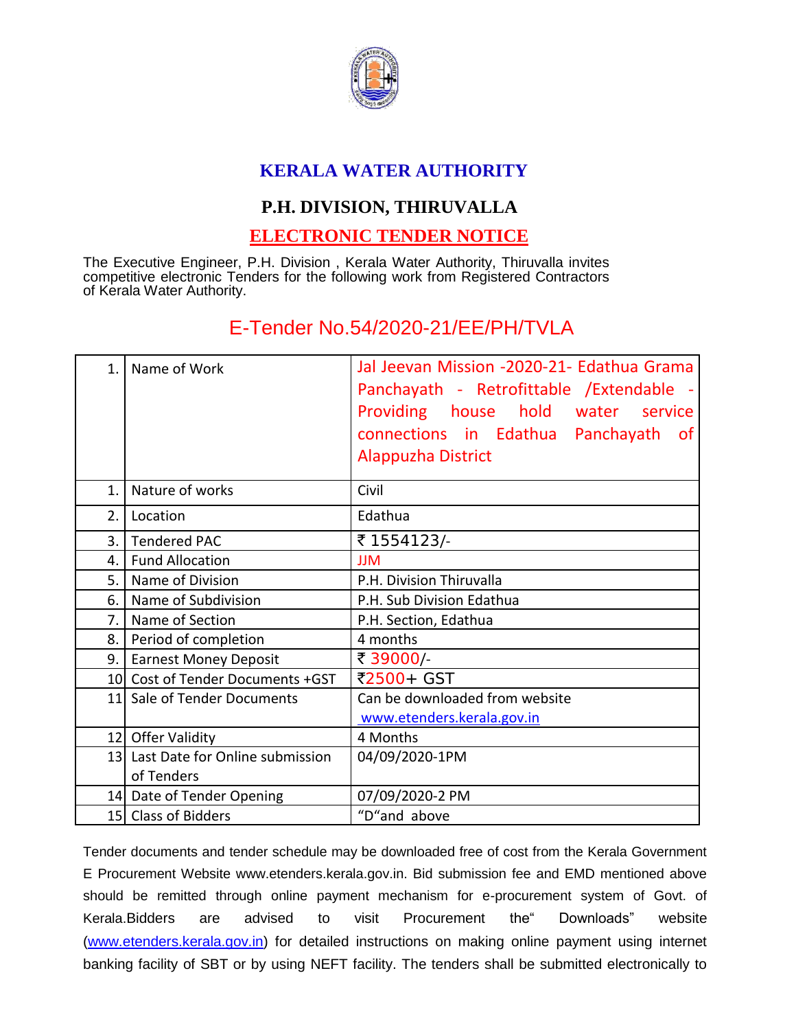# KERALA WATER AUTHORITY

## P.H. DIVISION, THIRUVALLA

## ELECTRONIC TENDER NOTICE

The Executive Engineer, P.H. Division , Kerala Water Authority, Thiruvalla invites competitive electronic Tenders for the following work from Registered Contractors of Kerala Water Authority.

## E-Tender No.54/2020-21/EE/PH/TVLA

| | | |
|---|---|---|
| 1. | Name of Work | Jal Jeevan Mission -2020-21- Edathua Grama Panchayath - Retrofittable /Extendable - Providing house hold water service connections in Edathua Panchayath of Alappuzha District |
| 1. | Nature of works | Civil |
| 2. | Location | Edathua |
| 3. | Tendered PAC | ₹ 1554123/- |
| 4. | Fund Allocation | JJM |
| 5. | Name of Division | P.H. Division Thiruvalla |
| 6. | Name of Subdivision | P.H. Sub Division Edathua |
| 7. | Name of Section | P.H. Section, Edathua |
| 8. | Period of completion | 4 months |
| 9. | Earnest Money Deposit | ₹ 39000/- |
| 10 | Cost of Tender Documents +GST | ₹2500+ GST |
| 11 | Sale of Tender Documents | Can be downloaded from website www.etenders.kerala.gov.in |
| 12 | Offer Validity | 4 Months |
| 13 | Last Date for Online submission of Tenders | 04/09/2020-1PM |
| 14 | Date of Tender Opening | 07/09/2020-2 PM |
| 15 | Class of Bidders | "D"and above |

Tender documents and tender schedule may be downloaded free of cost from the Kerala Government E Procurement Website www.etenders.kerala.gov.in. Bid submission fee and EMD mentioned above should be remitted through online payment mechanism for e-procurement system of Govt. of Kerala.Bidders are advised to visit Procurement the" Downloads" website (www.etenders.kerala.gov.in) for detailed instructions on making online payment using internet banking facility of SBT or by using NEFT facility. The tenders shall be submitted electronically to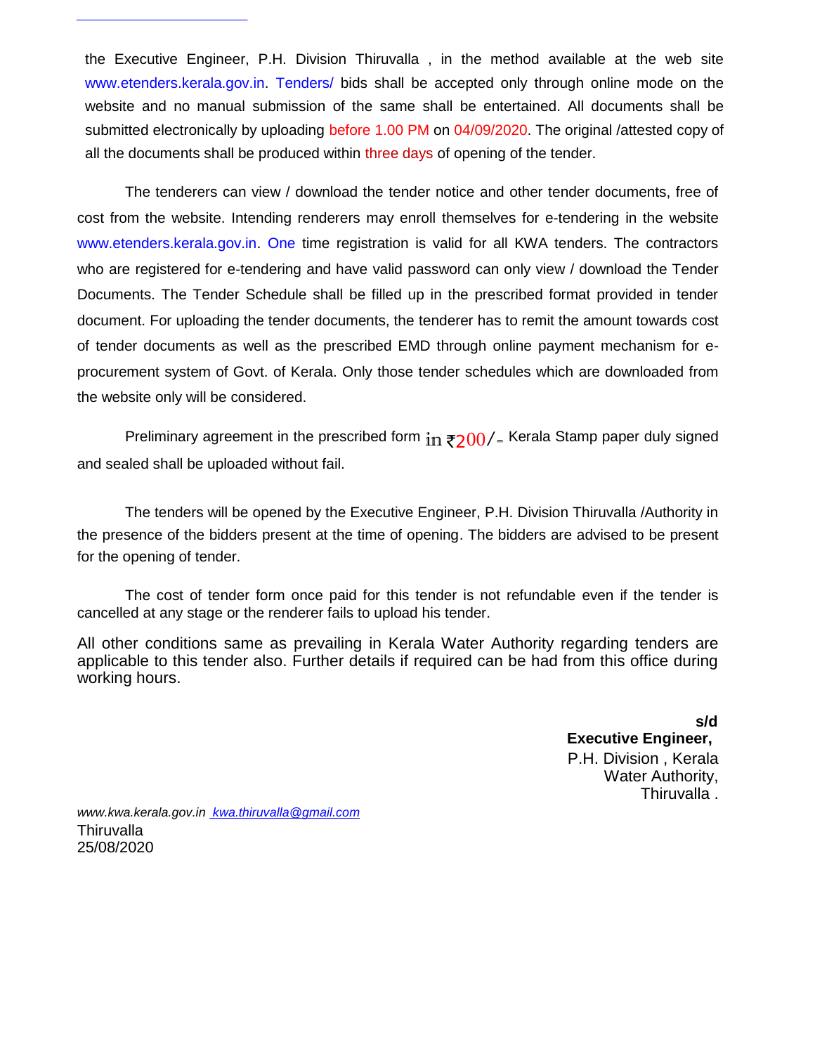the Executive Engineer, P.H. Division Thiruvalla , in the method available at the web site www.etenders.kerala.gov.in. Tenders/ bids shall be accepted only through online mode on the website and no manual submission of the same shall be entertained. All documents shall be submitted electronically by uploading before 1.00 PM on 04/09/2020. The original /attested copy of all the documents shall be produced within three days of opening of the tender.

The tenderers can view / download the tender notice and other tender documents, free of cost from the website. Intending renderers may enroll themselves for e-tendering in the website www.etenders.kerala.gov.in. One time registration is valid for all KWA tenders. The contractors who are registered for e-tendering and have valid password can only view / download the Tender Documents. The Tender Schedule shall be filled up in the prescribed format provided in tender document. For uploading the tender documents, the tenderer has to remit the amount towards cost of tender documents as well as the prescribed EMD through online payment mechanism for e-procurement system of Govt. of Kerala. Only those tender schedules which are downloaded from the website only will be considered.

Preliminary agreement in the prescribed form in ₹200/- Kerala Stamp paper duly signed and sealed shall be uploaded without fail.

The tenders will be opened by the Executive Engineer, P.H. Division Thiruvalla /Authority in the presence of the bidders present at the time of opening. The bidders are advised to be present for the opening of tender.

The cost of tender form once paid for this tender is not refundable even if the tender is cancelled at any stage or the renderer fails to upload his tender.

All other conditions same as prevailing in Kerala Water Authority regarding tenders are applicable to this tender also. Further details if required can be had from this office during working hours.

**s/d**
**Executive Engineer,**
P.H. Division , Kerala
Water Authority,
Thiruvalla .

*www.kwa.kerala.gov.in kwa.thiruvalla@gmail.com*
Thiruvalla
25/08/2020